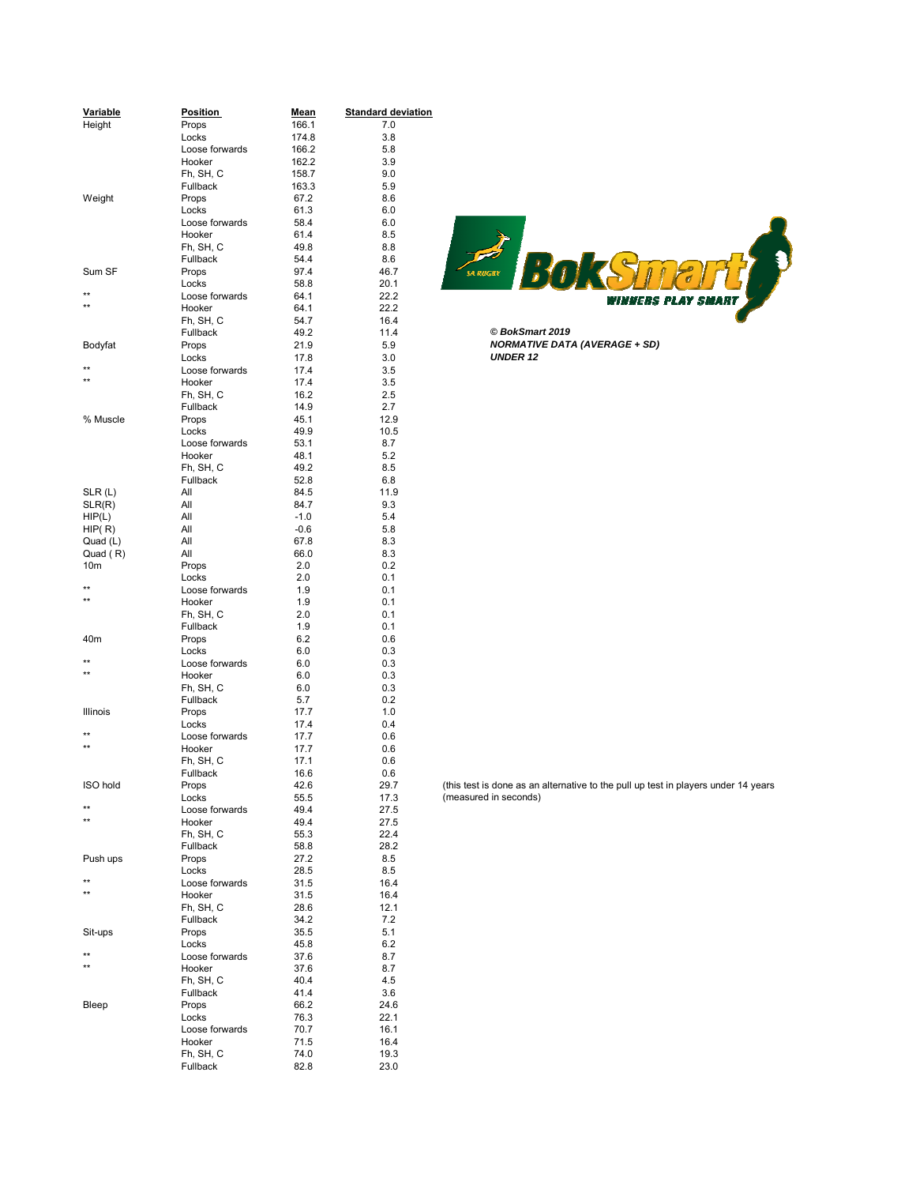© BokSmart 2019
***NORMATIVE DATA (AVERAGE + SD)***
***UNDER 12***

| Variable | Position | Mean | Standard deviation |
|---|---|---|---|
| Height | Props | 166.1 | 7.0 |
| | Locks | 174.8 | 3.8 |
| | Loose forwards | 166.2 | 5.8 |
| | Hooker | 162.2 | 3.9 |
| | Fh, SH, C | 158.7 | 9.0 |
| | Fullback | 163.3 | 5.9 |
| Weight | Props | 67.2 | 8.6 |
| | Locks | 61.3 | 6.0 |
| | Loose forwards | 58.4 | 6.0 |
| | Hooker | 61.4 | 8.5 |
| | Fh, SH, C | 49.8 | 8.8 |
| | Fullback | 54.4 | 8.6 |
| Sum SF | Props | 97.4 | 46.7 |
| | Locks | 58.8 | 20.1 |
| ** | Loose forwards | 64.1 | 22.2 |
| ** | Hooker | 64.1 | 22.2 |
| | Fh, SH, C | 54.7 | 16.4 |
| | Fullback | 49.2 | 11.4 |
| Bodyfat | Props | 21.9 | 5.9 |
| | Locks | 17.8 | 3.0 |
| ** | Loose forwards | 17.4 | 3.5 |
| ** | Hooker | 17.4 | 3.5 |
| | Fh, SH, C | 16.2 | 2.5 |
| | Fullback | 14.9 | 2.7 |
| % Muscle | Props | 45.1 | 12.9 |
| | Locks | 49.9 | 10.5 |
| | Loose forwards | 53.1 | 8.7 |
| | Hooker | 48.1 | 5.2 |
| | Fh, SH, C | 49.2 | 8.5 |
| | Fullback | 52.8 | 6.8 |
| SLR (L) | All | 84.5 | 11.9 |
| SLR(R) | All | 84.7 | 9.3 |
| HIP(L) | All | -1.0 | 5.4 |
| HIP( R) | All | -0.6 | 5.8 |
| Quad (L) | All | 67.8 | 8.3 |
| Quad ( R) | All | 66.0 | 8.3 |
| 10m | Props | 2.0 | 0.2 |
| | Locks | 2.0 | 0.1 |
| ** | Loose forwards | 1.9 | 0.1 |
| ** | Hooker | 1.9 | 0.1 |
| | Fh, SH, C | 2.0 | 0.1 |
| | Fullback | 1.9 | 0.1 |
| 40m | Props | 6.2 | 0.6 |
| | Locks | 6.0 | 0.3 |
| ** | Loose forwards | 6.0 | 0.3 |
| ** | Hooker | 6.0 | 0.3 |
| | Fh, SH, C | 6.0 | 0.3 |
| | Fullback | 5.7 | 0.2 |
| Illinois | Props | 17.7 | 1.0 |
| | Locks | 17.4 | 0.4 |
| ** | Loose forwards | 17.7 | 0.6 |
| ** | Hooker | 17.7 | 0.6 |
| | Fh, SH, C | 17.1 | 0.6 |
| | Fullback | 16.6 | 0.6 |
| ISO hold | Props | 42.6 | 29.7 |
| | Locks | 55.5 | 17.3 |
| ** | Loose forwards | 49.4 | 27.5 |
| ** | Hooker | 49.4 | 27.5 |
| | Fh, SH, C | 55.3 | 22.4 |
| | Fullback | 58.8 | 28.2 |
| Push ups | Props | 27.2 | 8.5 |
| | Locks | 28.5 | 8.5 |
| ** | Loose forwards | 31.5 | 16.4 |
| ** | Hooker | 31.5 | 16.4 |
| | Fh, SH, C | 28.6 | 12.1 |
| | Fullback | 34.2 | 7.2 |
| Sit-ups | Props | 35.5 | 5.1 |
| | Locks | 45.8 | 6.2 |
| ** | Loose forwards | 37.6 | 8.7 |
| ** | Hooker | 37.6 | 8.7 |
| | Fh, SH, C | 40.4 | 4.5 |
| | Fullback | 41.4 | 3.6 |
| Bleep | Props | 66.2 | 24.6 |
| | Locks | 76.3 | 22.1 |
| | Loose forwards | 70.7 | 16.1 |
| | Hooker | 71.5 | 16.4 |
| | Fh, SH, C | 74.0 | 19.3 |
| | Fullback | 82.8 | 23.0 |

(this test is done as an alternative to the pull up test in players under 14 years (measured in seconds)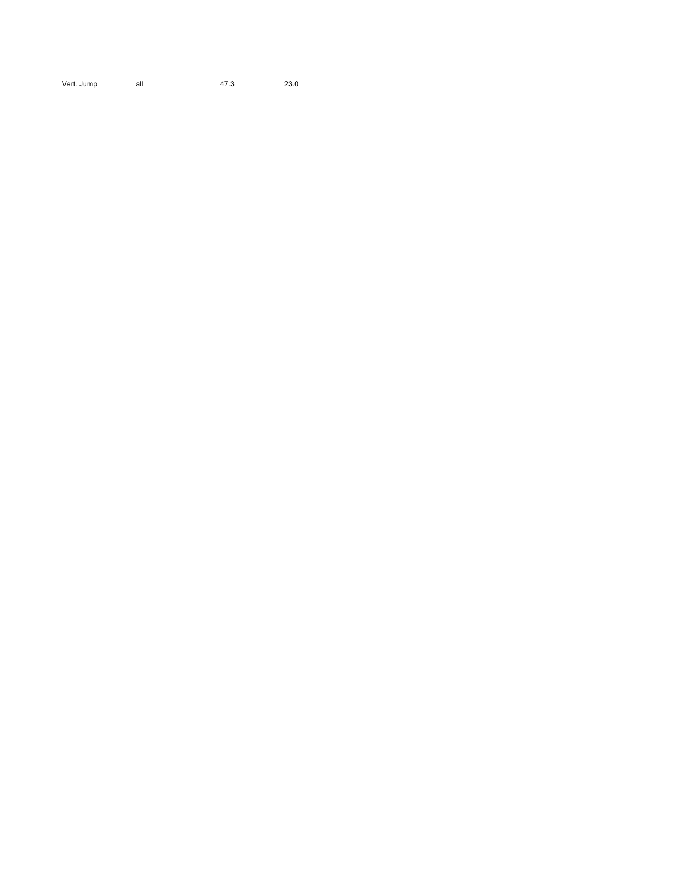| | | | |
|---|---|---|---|
| Vert. Jump | all | 47.3 | 23.0 |